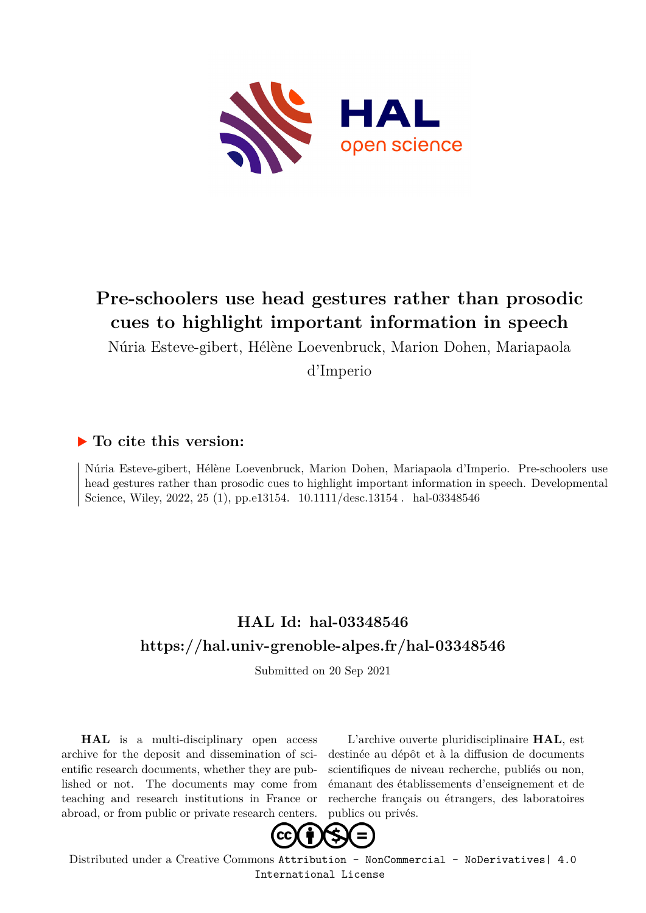# Pre-schoolers use head gestures rather than prosodic cues to highlight important information in speech

Núria Esteve-gibert, Hélène Loevenbruck, Marion Dohen, Mariapaola d'Imperio

## ▶ To cite this version:

Núria Esteve-gibert, Hélène Loevenbruck, Marion Dohen, Mariapaola d'Imperio. Pre-schoolers use head gestures rather than prosodic cues to highlight important information in speech. Developmental Science, Wiley, 2022, 25 (1), pp.e13154. 10.1111/desc.13154 . hal-03348546

## HAL Id: hal-03348546

## https://hal.univ-grenoble-alpes.fr/hal-03348546

Submitted on 20 Sep 2021

**HAL** is a multi-disciplinary open access archive for the deposit and dissemination of scientific research documents, whether they are published or not. The documents may come from teaching and research institutions in France or abroad, or from public or private research centers.

L'archive ouverte pluridisciplinaire **HAL**, est destinée au dépôt et à la diffusion de documents scientifiques de niveau recherche, publiés ou non, émanant des établissements d'enseignement et de recherche français ou étrangers, des laboratoires publics ou privés.

Distributed under a Creative Commons Attribution - NonCommercial - NoDerivatives| 4.0 International License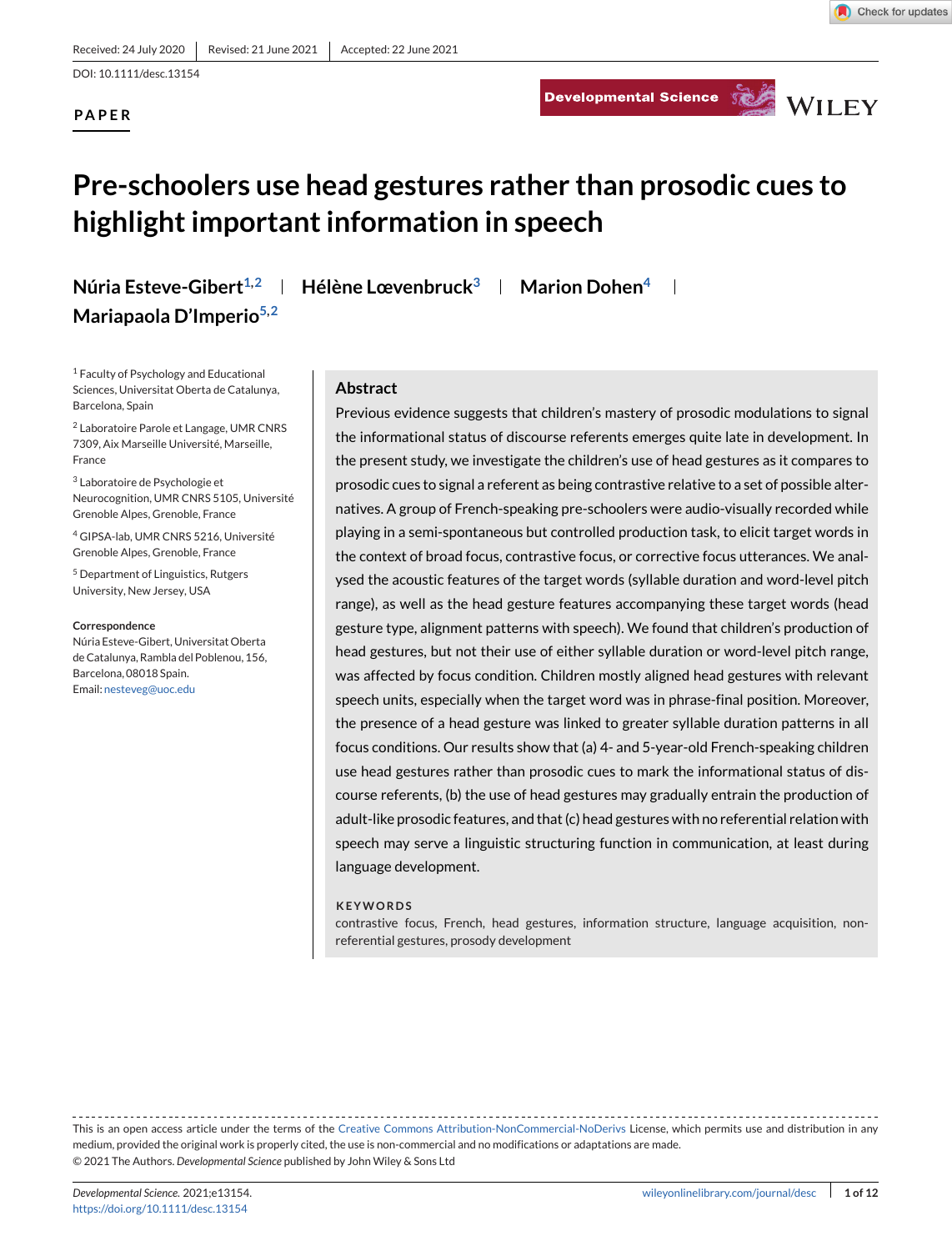Received: 24 July 2020 | Revised: 21 June 2021 | Accepted: 22 June 2021

DOI: 10.1111/desc.13154

**PAPER**

# Pre-schoolers use head gestures rather than prosodic cues to highlight important information in speech

**Núria Esteve-Gibert**[1,2] | **Hélène Lœvenbruck**[3] | **Marion Dohen**[4] | **Mariapaola D'Imperio**[5,2]

[1] Faculty of Psychology and Educational Sciences, Universitat Oberta de Catalunya, Barcelona, Spain

[2] Laboratoire Parole et Langage, UMR CNRS 7309, Aix Marseille Université, Marseille, France

[3] Laboratoire de Psychologie et Neurocognition, UMR CNRS 5105, Université Grenoble Alpes, Grenoble, France

[4] GIPSA-lab, UMR CNRS 5216, Université Grenoble Alpes, Grenoble, France

[5] Department of Linguistics, Rutgers University, New Jersey, USA

**Correspondence**
Núria Esteve-Gibert, Universitat Oberta de Catalunya, Rambla del Poblenou, 156, Barcelona, 08018 Spain.
Email: nesteveg@uoc.edu

## Abstract

Previous evidence suggests that children's mastery of prosodic modulations to signal the informational status of discourse referents emerges quite late in development. In the present study, we investigate the children's use of head gestures as it compares to prosodic cues to signal a referent as being contrastive relative to a set of possible alternatives. A group of French-speaking pre-schoolers were audio-visually recorded while playing in a semi-spontaneous but controlled production task, to elicit target words in the context of broad focus, contrastive focus, or corrective focus utterances. We analysed the acoustic features of the target words (syllable duration and word-level pitch range), as well as the head gesture features accompanying these target words (head gesture type, alignment patterns with speech). We found that children's production of head gestures, but not their use of either syllable duration or word-level pitch range, was affected by focus condition. Children mostly aligned head gestures with relevant speech units, especially when the target word was in phrase-final position. Moreover, the presence of a head gesture was linked to greater syllable duration patterns in all focus conditions. Our results show that (a) 4- and 5-year-old French-speaking children use head gestures rather than prosodic cues to mark the informational status of discourse referents, (b) the use of head gestures may gradually entrain the production of adult-like prosodic features, and that (c) head gestures with no referential relation with speech may serve a linguistic structuring function in communication, at least during language development.

**KEYWORDS**

contrastive focus, French, head gestures, information structure, language acquisition, non-referential gestures, prosody development

This is an open access article under the terms of the Creative Commons Attribution-NonCommercial-NoDerivs License, which permits use and distribution in any medium, provided the original work is properly cited, the use is non-commercial and no modifications or adaptations are made.
© 2021 The Authors. *Developmental Science* published by John Wiley & Sons Ltd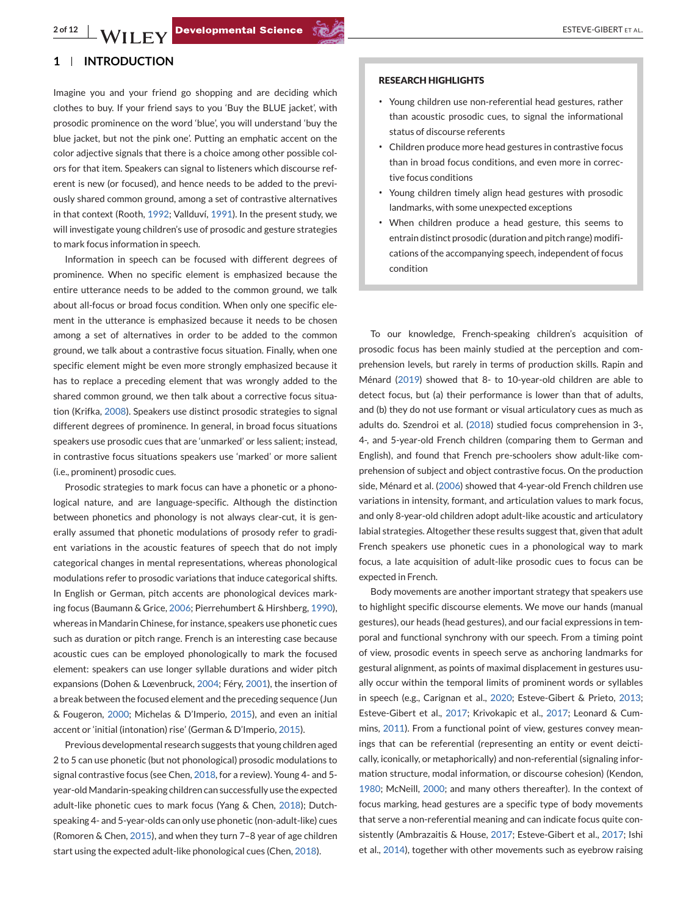## 1 | INTRODUCTION

Imagine you and your friend go shopping and are deciding which clothes to buy. If your friend says to you 'Buy the BLUE jacket', with prosodic prominence on the word 'blue', you will understand 'buy the blue jacket, but not the pink one'. Putting an emphatic accent on the color adjective signals that there is a choice among other possible colors for that item. Speakers can signal to listeners which discourse referent is new (or focused), and hence needs to be added to the previously shared common ground, among a set of contrastive alternatives in that context (Rooth, 1992; Vallduví, 1991). In the present study, we will investigate young children's use of prosodic and gesture strategies to mark focus information in speech.

Information in speech can be focused with different degrees of prominence. When no specific element is emphasized because the entire utterance needs to be added to the common ground, we talk about all-focus or broad focus condition. When only one specific element in the utterance is emphasized because it needs to be chosen among a set of alternatives in order to be added to the common ground, we talk about a contrastive focus situation. Finally, when one specific element might be even more strongly emphasized because it has to replace a preceding element that was wrongly added to the shared common ground, we then talk about a corrective focus situation (Krifka, 2008). Speakers use distinct prosodic strategies to signal different degrees of prominence. In general, in broad focus situations speakers use prosodic cues that are 'unmarked' or less salient; instead, in contrastive focus situations speakers use 'marked' or more salient (i.e., prominent) prosodic cues.

Prosodic strategies to mark focus can have a phonetic or a phonological nature, and are language-specific. Although the distinction between phonetics and phonology is not always clear-cut, it is generally assumed that phonetic modulations of prosody refer to gradient variations in the acoustic features of speech that do not imply categorical changes in mental representations, whereas phonological modulations refer to prosodic variations that induce categorical shifts. In English or German, pitch accents are phonological devices marking focus (Baumann & Grice, 2006; Pierrehumbert & Hirshberg, 1990), whereas in Mandarin Chinese, for instance, speakers use phonetic cues such as duration or pitch range. French is an interesting case because acoustic cues can be employed phonologically to mark the focused element: speakers can use longer syllable durations and wider pitch expansions (Dohen & Lœvenbruck, 2004; Féry, 2001), the insertion of a break between the focused element and the preceding sequence (Jun & Fougeron, 2000; Michelas & D'Imperio, 2015), and even an initial accent or 'initial (intonation) rise' (German & D'Imperio, 2015).

Previous developmental research suggests that young children aged 2 to 5 can use phonetic (but not phonological) prosodic modulations to signal contrastive focus (see Chen, 2018, for a review). Young 4- and 5-year-old Mandarin-speaking children can successfully use the expected adult-like phonetic cues to mark focus (Yang & Chen, 2018); Dutch-speaking 4- and 5-year-olds can only use phonetic (non-adult-like) cues (Romoren & Chen, 2015), and when they turn 7–8 year of age children start using the expected adult-like phonological cues (Chen, 2018).

**RESEARCH HIGHLIGHTS**

- Young children use non-referential head gestures, rather than acoustic prosodic cues, to signal the informational status of discourse referents
- Children produce more head gestures in contrastive focus than in broad focus conditions, and even more in corrective focus conditions
- Young children timely align head gestures with prosodic landmarks, with some unexpected exceptions
- When children produce a head gesture, this seems to entrain distinct prosodic (duration and pitch range) modifications of the accompanying speech, independent of focus condition

To our knowledge, French-speaking children's acquisition of prosodic focus has been mainly studied at the perception and comprehension levels, but rarely in terms of production skills. Rapin and Ménard (2019) showed that 8- to 10-year-old children are able to detect focus, but (a) their performance is lower than that of adults, and (b) they do not use formant or visual articulatory cues as much as adults do. Szendroi et al. (2018) studied focus comprehension in 3-, 4-, and 5-year-old French children (comparing them to German and English), and found that French pre-schoolers show adult-like comprehension of subject and object contrastive focus. On the production side, Ménard et al. (2006) showed that 4-year-old French children use variations in intensity, formant, and articulation values to mark focus, and only 8-year-old children adopt adult-like acoustic and articulatory labial strategies. Altogether these results suggest that, given that adult French speakers use phonetic cues in a phonological way to mark focus, a late acquisition of adult-like prosodic cues to focus can be expected in French.

Body movements are another important strategy that speakers use to highlight specific discourse elements. We move our hands (manual gestures), our heads (head gestures), and our facial expressions in temporal and functional synchrony with our speech. From a timing point of view, prosodic events in speech serve as anchoring landmarks for gestural alignment, as points of maximal displacement in gestures usually occur within the temporal limits of prominent words or syllables in speech (e.g., Carignan et al., 2020; Esteve-Gibert & Prieto, 2013; Esteve-Gibert et al., 2017; Krivokapic et al., 2017; Leonard & Cummins, 2011). From a functional point of view, gestures convey meanings that can be referential (representing an entity or event deictically, iconically, or metaphorically) and non-referential (signaling information structure, modal information, or discourse cohesion) (Kendon, 1980; McNeill, 2000; and many others thereafter). In the context of focus marking, head gestures are a specific type of body movements that serve a non-referential meaning and can indicate focus quite consistently (Ambrazaitis & House, 2017; Esteve-Gibert et al., 2017; Ishi et al., 2014), together with other movements such as eyebrow raising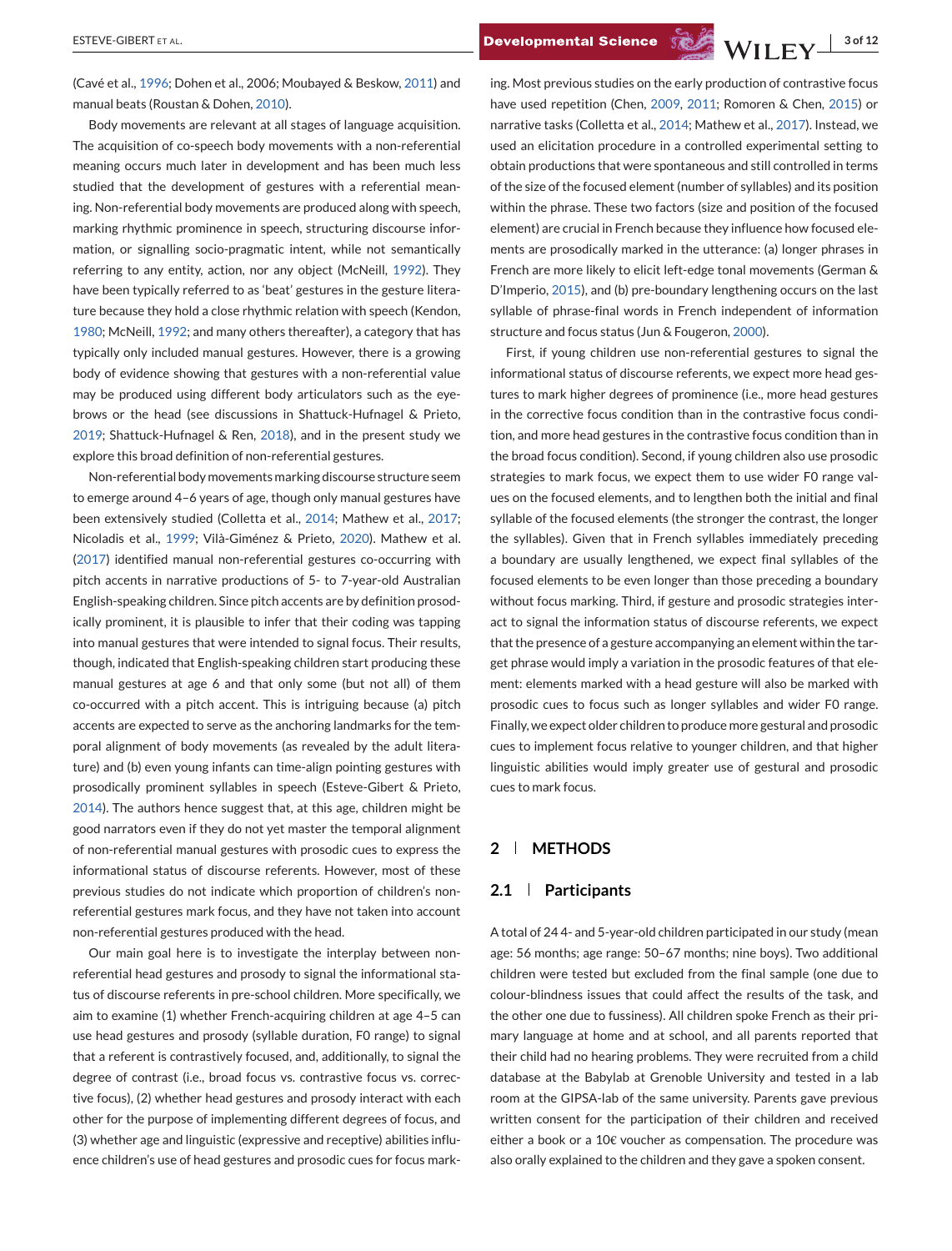(Cavé et al., 1996; Dohen et al., 2006; Moubayed & Beskow, 2011) and manual beats (Roustan & Dohen, 2010).

Body movements are relevant at all stages of language acquisition. The acquisition of co-speech body movements with a non-referential meaning occurs much later in development and has been much less studied that the development of gestures with a referential meaning. Non-referential body movements are produced along with speech, marking rhythmic prominence in speech, structuring discourse information, or signalling socio-pragmatic intent, while not semantically referring to any entity, action, nor any object (McNeill, 1992). They have been typically referred to as 'beat' gestures in the gesture literature because they hold a close rhythmic relation with speech (Kendon, 1980; McNeill, 1992; and many others thereafter), a category that has typically only included manual gestures. However, there is a growing body of evidence showing that gestures with a non-referential value may be produced using different body articulators such as the eyebrows or the head (see discussions in Shattuck-Hufnagel & Prieto, 2019; Shattuck-Hufnagel & Ren, 2018), and in the present study we explore this broad definition of non-referential gestures.

Non-referential body movements marking discourse structure seem to emerge around 4–6 years of age, though only manual gestures have been extensively studied (Colletta et al., 2014; Mathew et al., 2017; Nicoladis et al., 1999; Vilà-Giménez & Prieto, 2020). Mathew et al. (2017) identified manual non-referential gestures co-occurring with pitch accents in narrative productions of 5- to 7-year-old Australian English-speaking children. Since pitch accents are by definition prosodically prominent, it is plausible to infer that their coding was tapping into manual gestures that were intended to signal focus. Their results, though, indicated that English-speaking children start producing these manual gestures at age 6 and that only some (but not all) of them co-occurred with a pitch accent. This is intriguing because (a) pitch accents are expected to serve as the anchoring landmarks for the temporal alignment of body movements (as revealed by the adult literature) and (b) even young infants can time-align pointing gestures with prosodically prominent syllables in speech (Esteve-Gibert & Prieto, 2014). The authors hence suggest that, at this age, children might be good narrators even if they do not yet master the temporal alignment of non-referential manual gestures with prosodic cues to express the informational status of discourse referents. However, most of these previous studies do not indicate which proportion of children's non-referential gestures mark focus, and they have not taken into account non-referential gestures produced with the head.

Our main goal here is to investigate the interplay between non-referential head gestures and prosody to signal the informational status of discourse referents in pre-school children. More specifically, we aim to examine (1) whether French-acquiring children at age 4–5 can use head gestures and prosody (syllable duration, F0 range) to signal that a referent is contrastively focused, and, additionally, to signal the degree of contrast (i.e., broad focus vs. contrastive focus vs. corrective focus), (2) whether head gestures and prosody interact with each other for the purpose of implementing different degrees of focus, and (3) whether age and linguistic (expressive and receptive) abilities influence children's use of head gestures and prosodic cues for focus marking. Most previous studies on the early production of contrastive focus have used repetition (Chen, 2009, 2011; Romoren & Chen, 2015) or narrative tasks (Colletta et al., 2014; Mathew et al., 2017). Instead, we used an elicitation procedure in a controlled experimental setting to obtain productions that were spontaneous and still controlled in terms of the size of the focused element (number of syllables) and its position within the phrase. These two factors (size and position of the focused element) are crucial in French because they influence how focused elements are prosodically marked in the utterance: (a) longer phrases in French are more likely to elicit left-edge tonal movements (German & D'Imperio, 2015), and (b) pre-boundary lengthening occurs on the last syllable of phrase-final words in French independent of information structure and focus status (Jun & Fougeron, 2000).

First, if young children use non-referential gestures to signal the informational status of discourse referents, we expect more head gestures to mark higher degrees of prominence (i.e., more head gestures in the corrective focus condition than in the contrastive focus condition, and more head gestures in the contrastive focus condition than in the broad focus condition). Second, if young children also use prosodic strategies to mark focus, we expect them to use wider F0 range values on the focused elements, and to lengthen both the initial and final syllable of the focused elements (the stronger the contrast, the longer the syllables). Given that in French syllables immediately preceding a boundary are usually lengthened, we expect final syllables of the focused elements to be even longer than those preceding a boundary without focus marking. Third, if gesture and prosodic strategies interact to signal the information status of discourse referents, we expect that the presence of a gesture accompanying an element within the target phrase would imply a variation in the prosodic features of that element: elements marked with a head gesture will also be marked with prosodic cues to focus such as longer syllables and wider F0 range. Finally, we expect older children to produce more gestural and prosodic cues to implement focus relative to younger children, and that higher linguistic abilities would imply greater use of gestural and prosodic cues to mark focus.

## 2 | METHODS

### 2.1 | Participants

A total of 24 4- and 5-year-old children participated in our study (mean age: 56 months; age range: 50–67 months; nine boys). Two additional children were tested but excluded from the final sample (one due to colour-blindness issues that could affect the results of the task, and the other one due to fussiness). All children spoke French as their primary language at home and at school, and all parents reported that their child had no hearing problems. They were recruited from a child database at the Babylab at Grenoble University and tested in a lab room at the GIPSA-lab of the same university. Parents gave previous written consent for the participation of their children and received either a book or a 10€ voucher as compensation. The procedure was also orally explained to the children and they gave a spoken consent.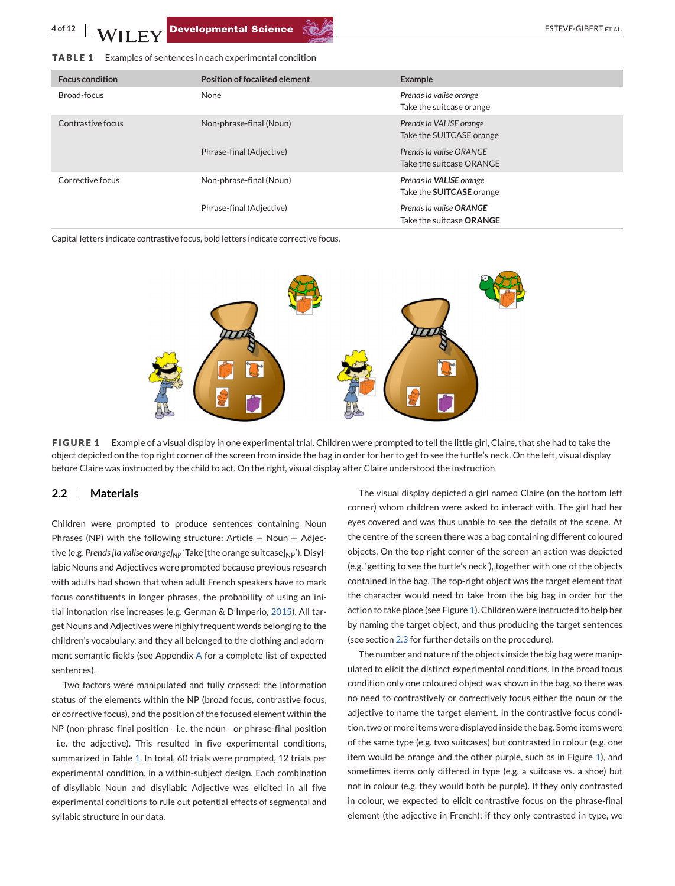**TABLE 1** Examples of sentences in each experimental condition

| Focus condition | Position of focalised element | Example |
|---|---|---|
| Broad-focus | None | *Prends la valise orange*<br>Take the suitcase orange |
| Contrastive focus | Non-phrase-final (Noun) | *Prends la VALISE orange*<br>Take the SUITCASE orange |
| | Phrase-final (Adjective) | *Prends la valise ORANGE*<br>Take the suitcase ORANGE |
| Corrective focus | Non-phrase-final (Noun) | *Prends la **VALISE** orange*<br>Take the **SUITCASE** orange |
| | Phrase-final (Adjective) | *Prends la valise **ORANGE***<br>Take the suitcase **ORANGE** |

Capital letters indicate contrastive focus, bold letters indicate corrective focus.

**FIGURE 1** Example of a visual display in one experimental trial. Children were prompted to tell the little girl, Claire, that she had to take the object depicted on the top right corner of the screen from inside the bag in order for her to get to see the turtle's neck. On the left, visual display before Claire was instructed by the child to act. On the right, visual display after Claire understood the instruction

## 2.2 | Materials

Children were prompted to produce sentences containing Noun Phrases (NP) with the following structure: Article + Noun + Adjective (e.g. *Prends [la valise orange]*$_{NP}$ 'Take [the orange suitcase]$_{NP}$'). Disyllabic Nouns and Adjectives were prompted because previous research with adults had shown that when adult French speakers have to mark focus constituents in longer phrases, the probability of using an initial intonation rise increases (e.g. German & D'Imperio, 2015). All target Nouns and Adjectives were highly frequent words belonging to the children's vocabulary, and they all belonged to the clothing and adornment semantic fields (see Appendix A for a complete list of expected sentences).

Two factors were manipulated and fully crossed: the information status of the elements within the NP (broad focus, contrastive focus, or corrective focus), and the position of the focused element within the NP (non-phrase final position –i.e. the noun– or phrase-final position –i.e. the adjective). This resulted in five experimental conditions, summarized in Table 1. In total, 60 trials were prompted, 12 trials per experimental condition, in a within-subject design. Each combination of disyllabic Noun and disyllabic Adjective was elicited in all five experimental conditions to rule out potential effects of segmental and syllabic structure in our data.

The visual display depicted a girl named Claire (on the bottom left corner) whom children were asked to interact with. The girl had her eyes covered and was thus unable to see the details of the scene. At the centre of the screen there was a bag containing different coloured objects. On the top right corner of the screen an action was depicted (e.g. 'getting to see the turtle's neck'), together with one of the objects contained in the bag. The top-right object was the target element that the character would need to take from the big bag in order for the action to take place (see Figure 1). Children were instructed to help her by naming the target object, and thus producing the target sentences (see section 2.3 for further details on the procedure).

The number and nature of the objects inside the big bag were manipulated to elicit the distinct experimental conditions. In the broad focus condition only one coloured object was shown in the bag, so there was no need to contrastively or correctively focus either the noun or the adjective to name the target element. In the contrastive focus condition, two or more items were displayed inside the bag. Some items were of the same type (e.g. two suitcases) but contrasted in colour (e.g. one item would be orange and the other purple, such as in Figure 1), and sometimes items only differed in type (e.g. a suitcase vs. a shoe) but not in colour (e.g. they would both be purple). If they only contrasted in colour, we expected to elicit contrastive focus on the phrase-final element (the adjective in French); if they only contrasted in type, we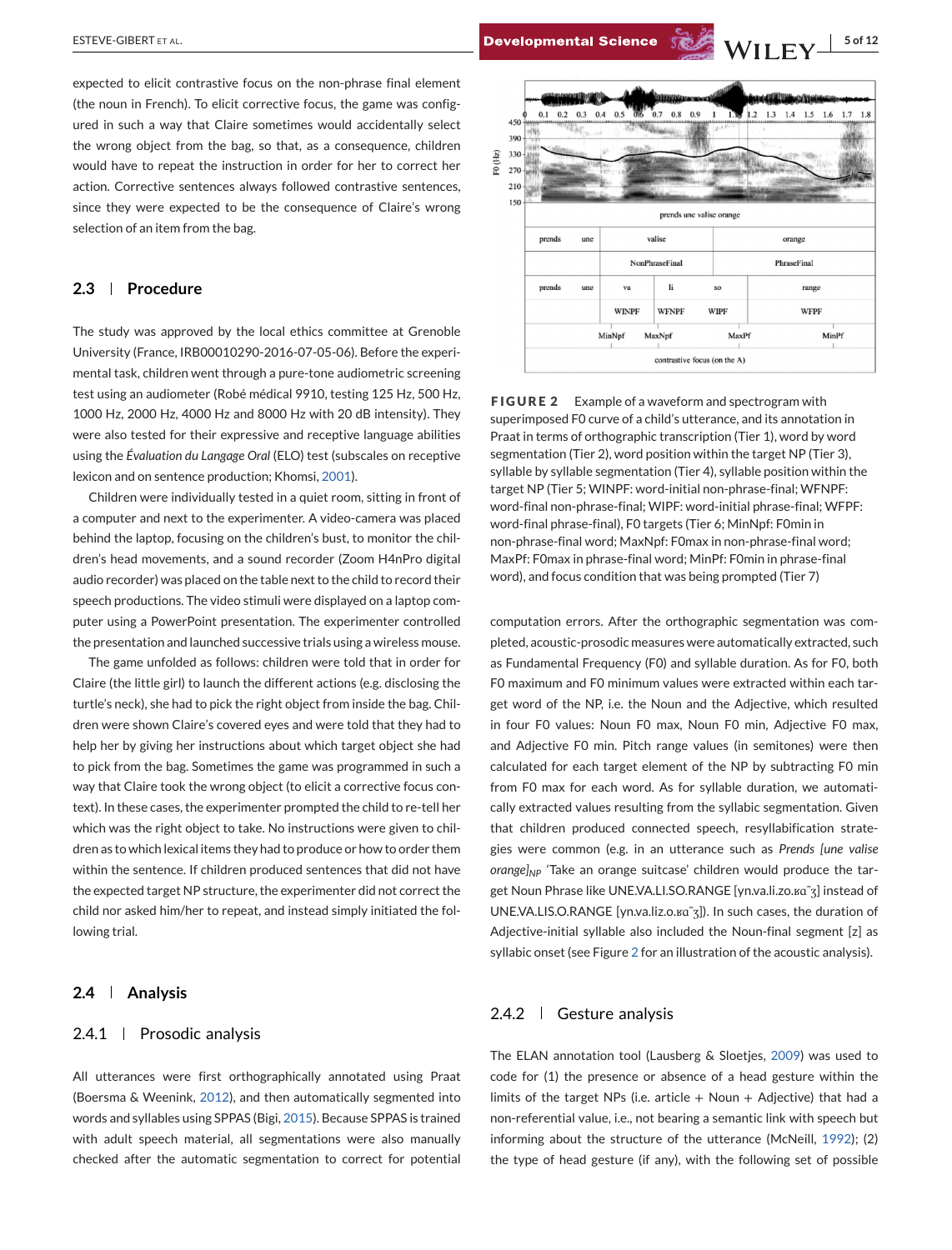expected to elicit contrastive focus on the non-phrase final element (the noun in French). To elicit corrective focus, the game was configured in such a way that Claire sometimes would accidentally select the wrong object from the bag, so that, as a consequence, children would have to repeat the instruction in order for her to correct her action. Corrective sentences always followed contrastive sentences, since they were expected to be the consequence of Claire's wrong selection of an item from the bag.

## 2.3 | Procedure

The study was approved by the local ethics committee at Grenoble University (France, IRB00010290-2016-07-05-06). Before the experimental task, children went through a pure-tone audiometric screening test using an audiometer (Robé médical 9910, testing 125 Hz, 500 Hz, 1000 Hz, 2000 Hz, 4000 Hz and 8000 Hz with 20 dB intensity). They were also tested for their expressive and receptive language abilities using the *Évaluation du Langage Oral* (ELO) test (subscales on receptive lexicon and on sentence production; Khomsi, 2001).

Children were individually tested in a quiet room, sitting in front of a computer and next to the experimenter. A video-camera was placed behind the laptop, focusing on the children's bust, to monitor the children's head movements, and a sound recorder (Zoom H4nPro digital audio recorder) was placed on the table next to the child to record their speech productions. The video stimuli were displayed on a laptop computer using a PowerPoint presentation. The experimenter controlled the presentation and launched successive trials using a wireless mouse.

The game unfolded as follows: children were told that in order for Claire (the little girl) to launch the different actions (e.g. disclosing the turtle's neck), she had to pick the right object from inside the bag. Children were shown Claire's covered eyes and were told that they had to help her by giving her instructions about which target object she had to pick from the bag. Sometimes the game was programmed in such a way that Claire took the wrong object (to elicit a corrective focus context). In these cases, the experimenter prompted the child to re-tell her which was the right object to take. No instructions were given to children as to which lexical items they had to produce or how to order them within the sentence. If children produced sentences that did not have the expected target NP structure, the experimenter did not correct the child nor asked him/her to repeat, and instead simply initiated the following trial.

## 2.4 | Analysis

### 2.4.1 | Prosodic analysis

All utterances were first orthographically annotated using Praat (Boersma & Weenink, 2012), and then automatically segmented into words and syllables using SPPAS (Bigi, 2015). Because SPPAS is trained with adult speech material, all segmentations were also manually checked after the automatic segmentation to correct for potential computation errors. After the orthographic segmentation was completed, acoustic-prosodic measures were automatically extracted, such as Fundamental Frequency (F0) and syllable duration. As for F0, both F0 maximum and F0 minimum values were extracted within each target word of the NP, i.e. the Noun and the Adjective, which resulted in four F0 values: Noun F0 max, Noun F0 min, Adjective F0 max, and Adjective F0 min. Pitch range values (in semitones) were then calculated for each target element of the NP by subtracting F0 min from F0 max for each word. As for syllable duration, we automatically extracted values resulting from the syllabic segmentation. Given that children produced connected speech, resyllabification strategies were common (e.g. in an utterance such as *Prends [une valise orange]$_{NP}$* 'Take an orange suitcase' children would produce the target Noun Phrase like UNE.VA.LI.SO.RANGE [yn.va.li.zo.ʁɑ̃ʒ] instead of UNE.VA.LIS.O.RANGE [yn.va.liz.o.ʁɑ̃ʒ]). In such cases, the duration of Adjective-initial syllable also included the Noun-final segment [z] as syllabic onset (see Figure 2 for an illustration of the acoustic analysis).

0 0.1 0.2 0.3 0.4 0.5 0.6 0.7 0.8 0.9 1 1.1 1.2 1.3 1.4 1.5 1.6 1.7 1.8

F0 (Hz)
450
390
330
270
210
150

prends une valise orange
prends une valise orange
NonPhraseFinal PhraseFinal
prends une va li so range
WINPF WFNPF WIPF WFPF
MinNpf MaxNpf MaxPf MinPf
contrastive focus (on the A)

**FIGURE 2** Example of a waveform and spectrogram with superimposed F0 curve of a child's utterance, and its annotation in Praat in terms of orthographic transcription (Tier 1), word by word segmentation (Tier 2), word position within the target NP (Tier 3), syllable by syllable segmentation (Tier 4), syllable position within the target NP (Tier 5; WINPF: word-initial non-phrase-final; WFNPF: word-final non-phrase-final; WIPF: word-initial phrase-final; WFPF: word-final phrase-final), F0 targets (Tier 6; MinNpf: F0min in non-phrase-final word; MaxNpf: F0max in non-phrase-final word; MaxPf: F0max in phrase-final word; MinPf: F0min in phrase-final word), and focus condition that was being prompted (Tier 7)

### 2.4.2 | Gesture analysis

The ELAN annotation tool (Lausberg & Sloetjes, 2009) was used to code for (1) the presence or absence of a head gesture within the limits of the target NPs (i.e. article + Noun + Adjective) that had a non-referential value, i.e., not bearing a semantic link with speech but informing about the structure of the utterance (McNeill, 1992); (2) the type of head gesture (if any), with the following set of possible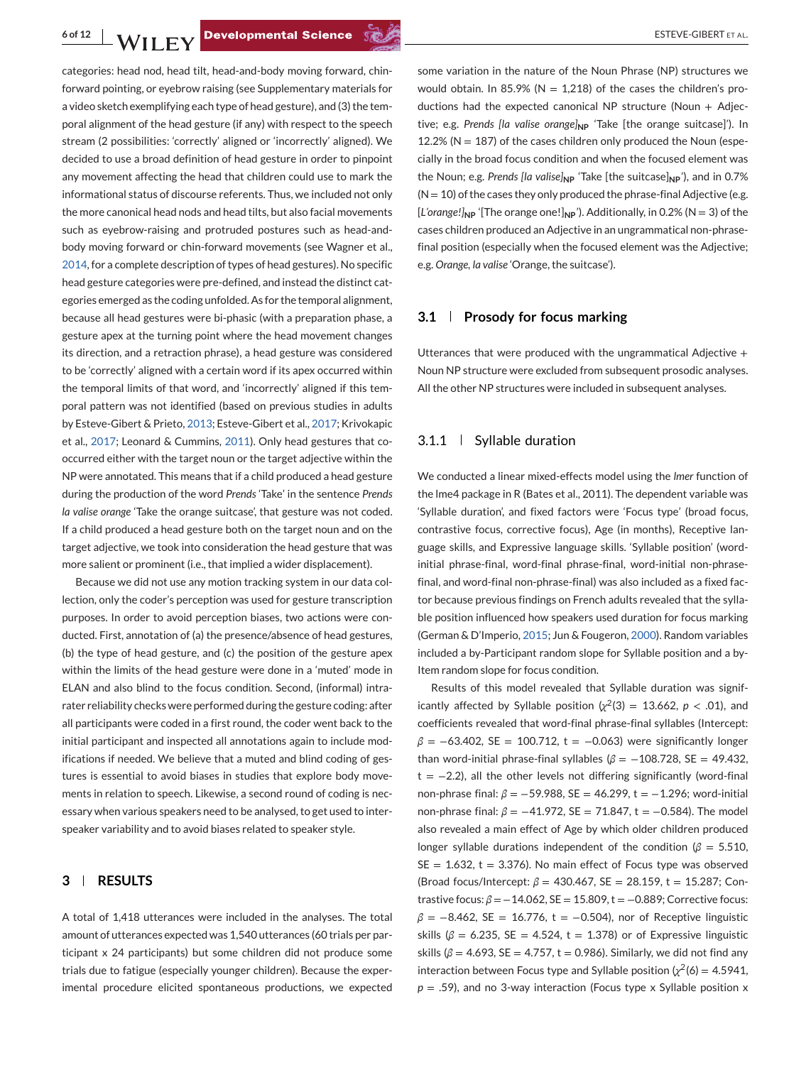categories: head nod, head tilt, head-and-body moving forward, chin-forward pointing, or eyebrow raising (see Supplementary materials for a video sketch exemplifying each type of head gesture), and (3) the temporal alignment of the head gesture (if any) with respect to the speech stream (2 possibilities: 'correctly' aligned or 'incorrectly' aligned). We decided to use a broad definition of head gesture in order to pinpoint any movement affecting the head that children could use to mark the informational status of discourse referents. Thus, we included not only the more canonical head nods and head tilts, but also facial movements such as eyebrow-raising and protruded postures such as head-and-body moving forward or chin-forward movements (see Wagner et al., 2014, for a complete description of types of head gestures). No specific head gesture categories were pre-defined, and instead the distinct categories emerged as the coding unfolded. As for the temporal alignment, because all head gestures were bi-phasic (with a preparation phase, a gesture apex at the turning point where the head movement changes its direction, and a retraction phrase), a head gesture was considered to be 'correctly' aligned with a certain word if its apex occurred within the temporal limits of that word, and 'incorrectly' aligned if this temporal pattern was not identified (based on previous studies in adults by Esteve-Gibert & Prieto, 2013; Esteve-Gibert et al., 2017; Krivokapic et al., 2017; Leonard & Cummins, 2011). Only head gestures that co-occurred either with the target noun or the target adjective within the NP were annotated. This means that if a child produced a head gesture during the production of the word *Prends* 'Take' in the sentence *Prends la valise orange* 'Take the orange suitcase', that gesture was not coded. If a child produced a head gesture both on the target noun and on the target adjective, we took into consideration the head gesture that was more salient or prominent (i.e., that implied a wider displacement).

Because we did not use any motion tracking system in our data collection, only the coder's perception was used for gesture transcription purposes. In order to avoid perception biases, two actions were conducted. First, annotation of (a) the presence/absence of head gestures, (b) the type of head gesture, and (c) the position of the gesture apex within the limits of the head gesture were done in a 'muted' mode in ELAN and also blind to the focus condition. Second, (informal) intra-rater reliability checks were performed during the gesture coding: after all participants were coded in a first round, the coder went back to the initial participant and inspected all annotations again to include modifications if needed. We believe that a muted and blind coding of gestures is essential to avoid biases in studies that explore body movements in relation to speech. Likewise, a second round of coding is necessary when various speakers need to be analysed, to get used to inter-speaker variability and to avoid biases related to speaker style.

## 3 | RESULTS

A total of 1,418 utterances were included in the analyses. The total amount of utterances expected was 1,540 utterances (60 trials per participant x 24 participants) but some children did not produce some trials due to fatigue (especially younger children). Because the experimental procedure elicited spontaneous productions, we expected some variation in the nature of the Noun Phrase (NP) structures we would obtain. In 85.9% (N = 1,218) of the cases the children's productions had the expected canonical NP structure (Noun + Adjective; e.g. *Prends [la valise orange]*$_{NP}$ 'Take [the orange suitcase]'). In 12.2% (N = 187) of the cases children only produced the Noun (especially in the broad focus condition and when the focused element was the Noun; e.g. *Prends [la valise]*$_{NP}$ 'Take [the suitcase]$_{NP}$'), and in 0.7% (N = 10) of the cases they only produced the phrase-final Adjective (e.g. *[L'orange!]*$_{NP}$ '[The orange one!]$_{NP}$'). Additionally, in 0.2% (N = 3) of the cases children produced an Adjective in an ungrammatical non-phrase-final position (especially when the focused element was the Adjective; e.g. *Orange, la valise* 'Orange, the suitcase').

### 3.1 | Prosody for focus marking

Utterances that were produced with the ungrammatical Adjective + Noun NP structure were excluded from subsequent prosodic analyses. All the other NP structures were included in subsequent analyses.

#### 3.1.1 | Syllable duration

We conducted a linear mixed-effects model using the *lmer* function of the lme4 package in R (Bates et al., 2011). The dependent variable was 'Syllable duration', and fixed factors were 'Focus type' (broad focus, contrastive focus, corrective focus), Age (in months), Receptive language skills, and Expressive language skills. 'Syllable position' (word-initial phrase-final, word-final phrase-final, word-initial non-phrase-final, and word-final non-phrase-final) was also included as a fixed factor because previous findings on French adults revealed that the syllable position influenced how speakers used duration for focus marking (German & D'Imperio, 2015; Jun & Fougeron, 2000). Random variables included a by-Participant random slope for Syllable position and a by-Item random slope for focus condition.

Results of this model revealed that Syllable duration was significantly affected by Syllable position ($\chi^2(3)$ = 13.662, $p$ < .01), and coefficients revealed that word-final phrase-final syllables (Intercept: $\beta$ = −63.402, SE = 100.712, t = −0.063) were significantly longer than word-initial phrase-final syllables ($\beta$ = −108.728, SE = 49.432, t = −2.2), all the other levels not differing significantly (word-final non-phrase final: $\beta$ = −59.988, SE = 46.299, t = −1.296; word-initial non-phrase final: $\beta$ = −41.972, SE = 71.847, t = −0.584). The model also revealed a main effect of Age by which older children produced longer syllable durations independent of the condition ($\beta$ = 5.510, SE = 1.632, t = 3.376). No main effect of Focus type was observed (Broad focus/Intercept: $\beta$ = 430.467, SE = 28.159, t = 15.287; Contrastive focus: $\beta$ = −14.062, SE = 15.809, t = −0.889; Corrective focus: $\beta$ = −8.462, SE = 16.776, t = −0.504), nor of Receptive linguistic skills ($\beta$ = 6.235, SE = 4.524, t = 1.378) or of Expressive linguistic skills ($\beta$ = 4.693, SE = 4.757, t = 0.986). Similarly, we did not find any interaction between Focus type and Syllable position ($\chi^2(6)$ = 4.5941, $p$ = .59), and no 3-way interaction (Focus type x Syllable position x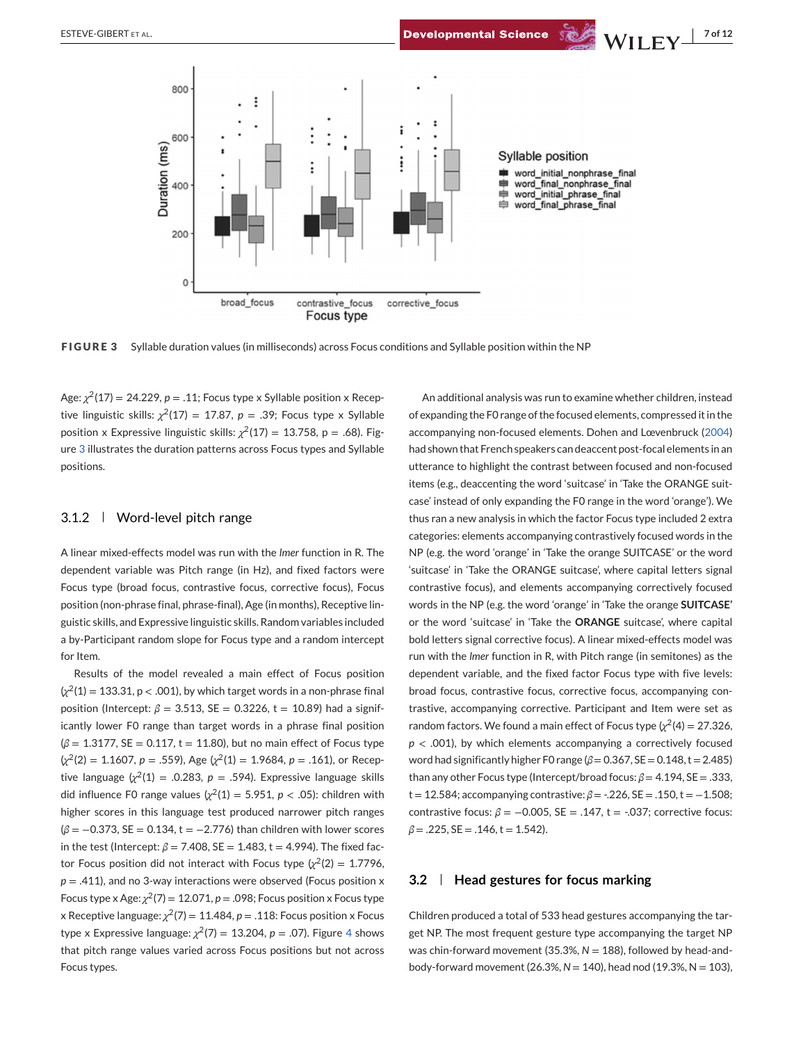800
600
400
200
0
Duration (ms)
broad_focus
contrastive_focus
corrective_focus
Focus type
Syllable position
word_initial_nonphrase_final
word_final_nonphrase_final
word_initial_phrase_final
word_final_phrase_final

**FIGURE 3** Syllable duration values (in milliseconds) across Focus conditions and Syllable position within the NP

Age: $\chi^2(17) = 24.229$, $p = .11$; Focus type x Syllable position x Receptive linguistic skills: $\chi^2(17) = 17.87$, $p = .39$; Focus type x Syllable position x Expressive linguistic skills: $\chi^2(17) = 13.758$, $p = .68$). Figure 3 illustrates the duration patterns across Focus types and Syllable positions.

### 3.1.2 | Word-level pitch range

A linear mixed-effects model was run with the *lmer* function in R. The dependent variable was Pitch range (in Hz), and fixed factors were Focus type (broad focus, contrastive focus, corrective focus), Focus position (non-phrase final, phrase-final), Age (in months), Receptive linguistic skills, and Expressive linguistic skills. Random variables included a by-Participant random slope for Focus type and a random intercept for Item.

Results of the model revealed a main effect of Focus position ($\chi^2(1) = 133.31$, $p < .001$), by which target words in a non-phrase final position (Intercept: $\beta = 3.513$, SE = 0.3226, t = 10.89) had a significantly lower F0 range than target words in a phrase final position ($\beta = 1.3177$, SE = 0.117, t = 11.80), but no main effect of Focus type ($\chi^2(2) = 1.1607$, $p = .559$), Age ($\chi^2(1) = 1.9684$, $p = .161$), or Receptive language ($\chi^2(1) = .0.283$, $p = .594$). Expressive language skills did influence F0 range values ($\chi^2(1) = 5.951$, $p < .05$): children with higher scores in this language test produced narrower pitch ranges ($\beta = -0.373$, SE = 0.134, t = −2.776) than children with lower scores in the test (Intercept: $\beta = 7.408$, SE = 1.483, t = 4.994). The fixed factor Focus position did not interact with Focus type ($\chi^2(2) = 1.7796$, $p = .411$), and no 3-way interactions were observed (Focus position x Focus type x Age: $\chi^2(7) = 12.071$, $p = .098$; Focus position x Focus type x Receptive language: $\chi^2(7) = 11.484$, $p = .118$: Focus position x Focus type x Expressive language: $\chi^2(7) = 13.204$, $p = .07$). Figure 4 shows that pitch range values varied across Focus positions but not across Focus types.

An additional analysis was run to examine whether children, instead of expanding the F0 range of the focused elements, compressed it in the accompanying non-focused elements. Dohen and Lœvenbruck (2004) had shown that French speakers can deaccent post-focal elements in an utterance to highlight the contrast between focused and non-focused items (e.g., deaccenting the word 'suitcase' in 'Take the ORANGE suitcase' instead of only expanding the F0 range in the word 'orange'). We thus ran a new analysis in which the factor Focus type included 2 extra categories: elements accompanying contrastively focused words in the NP (e.g. the word 'orange' in 'Take the orange SUITCASE' or the word 'suitcase' in 'Take the ORANGE suitcase', where capital letters signal contrastive focus), and elements accompanying correctively focused words in the NP (e.g. the word 'orange' in 'Take the orange **SUITCASE**' or the word 'suitcase' in 'Take the **ORANGE** suitcase', where capital bold letters signal corrective focus). A linear mixed-effects model was run with the *lmer* function in R, with Pitch range (in semitones) as the dependent variable, and the fixed factor Focus type with five levels: broad focus, contrastive focus, corrective focus, accompanying contrastive, accompanying corrective. Participant and Item were set as random factors. We found a main effect of Focus type ($\chi^2(4) = 27.326$, $p < .001$), by which elements accompanying a correctively focused word had significantly higher F0 range ($\beta = 0.367$, SE = 0.148, t = 2.485) than any other Focus type (Intercept/broad focus: $\beta = 4.194$, SE = .333, t = 12.584; accompanying contrastive: $\beta = -.226$, SE = .150, t = −1.508; contrastive focus: $\beta = -0.005$, SE = .147, t = -.037; corrective focus: $\beta = .225$, SE = .146, t = 1.542).

## 3.2 | Head gestures for focus marking

Children produced a total of 533 head gestures accompanying the target NP. The most frequent gesture type accompanying the target NP was chin-forward movement (35.3%, N = 188), followed by head-and-body-forward movement (26.3%, N = 140), head nod (19.3%, N = 103),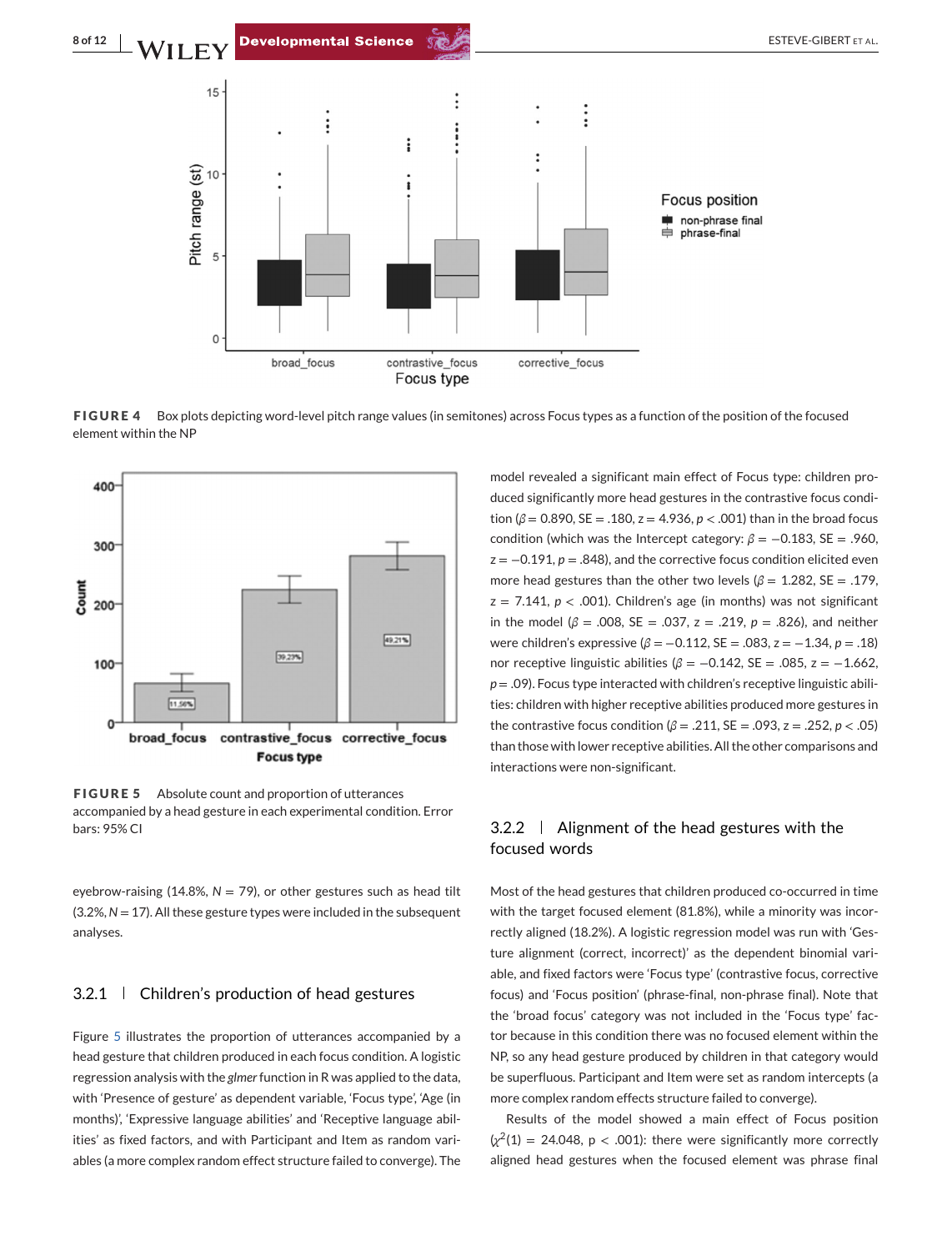15

10

5

0

Pitch range (st)

broad_focus

contrastive_focus

corrective_focus

Focus type

Focus position

non-phrase final

phrase-final

**FIGURE 4** Box plots depicting word-level pitch range values (in semitones) across Focus types as a function of the position of the focused element within the NP

400

300

200

100

0

Count

11.56%

39.23%

49.21%

broad_focus

contrastive_focus

corrective_focus

Focus type

**FIGURE 5** Absolute count and proportion of utterances accompanied by a head gesture in each experimental condition. Error bars: 95% CI

eyebrow-raising (14.8%, $N = 79$), or other gestures such as head tilt (3.2%, $N = 17$). All these gesture types were included in the subsequent analyses.

### 3.2.1 | Children's production of head gestures

Figure 5 illustrates the proportion of utterances accompanied by a head gesture that children produced in each focus condition. A logistic regression analysis with the *glmer* function in R was applied to the data, with 'Presence of gesture' as dependent variable, 'Focus type', 'Age (in months)', 'Expressive language abilities' and 'Receptive language abilities' as fixed factors, and with Participant and Item as random variables (a more complex random effect structure failed to converge). The model revealed a significant main effect of Focus type: children produced significantly more head gestures in the contrastive focus condition ($\beta = 0.890$, SE = .180, $z = 4.936$, $p < .001$) than in the broad focus condition (which was the Intercept category: $\beta = -0.183$, SE = .960, $z = -0.191$, $p = .848$), and the corrective focus condition elicited even more head gestures than the other two levels ($\beta = 1.282$, SE = .179, $z = 7.141$, $p < .001$). Children's age (in months) was not significant in the model ($\beta = .008$, SE = .037, $z = .219$, $p = .826$), and neither were children's expressive ($\beta = -0.112$, SE = .083, $z = -1.34$, $p = .18$) nor receptive linguistic abilities ($\beta = -0.142$, SE = .085, $z = -1.662$, $p = .09$). Focus type interacted with children's receptive linguistic abilities: children with higher receptive abilities produced more gestures in the contrastive focus condition ($\beta = .211$, SE = .093, $z = .252$, $p < .05$) than those with lower receptive abilities. All the other comparisons and interactions were non-significant.

### 3.2.2 | Alignment of the head gestures with the focused words

Most of the head gestures that children produced co-occurred in time with the target focused element (81.8%), while a minority was incorrectly aligned (18.2%). A logistic regression model was run with 'Gesture alignment (correct, incorrect)' as the dependent binomial variable, and fixed factors were 'Focus type' (contrastive focus, corrective focus) and 'Focus position' (phrase-final, non-phrase final). Note that the 'broad focus' category was not included in the 'Focus type' factor because in this condition there was no focused element within the NP, so any head gesture produced by children in that category would be superfluous. Participant and Item were set as random intercepts (a more complex random effects structure failed to converge).

Results of the model showed a main effect of Focus position ($\chi^2(1) = 24.048$, $p < .001$): there were significantly more correctly aligned head gestures when the focused element was phrase final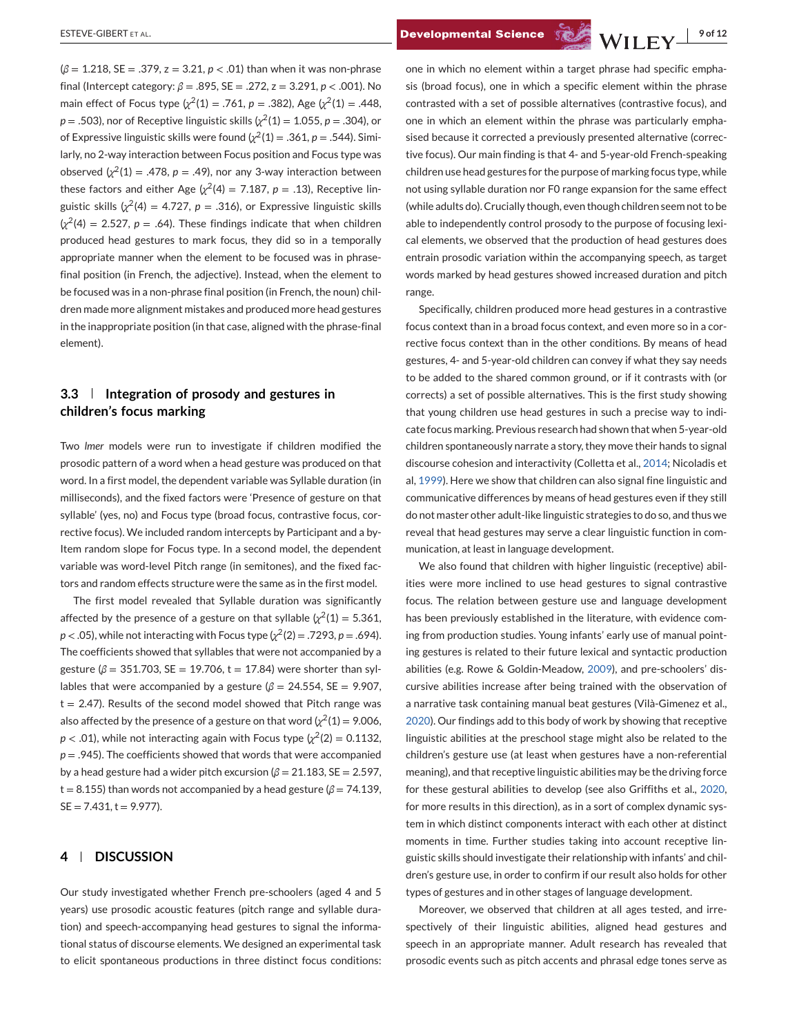($\beta = 1.218$, SE = .379, $z = 3.21$, $p < .01$) than when it was non-phrase final (Intercept category: $\beta = .895$, SE = .272, $z = 3.291$, $p < .001$). No main effect of Focus type ($\chi^2(1) = .761$, $p = .382$), Age ($\chi^2(1) = .448$, $p = .503$), nor of Receptive linguistic skills ($\chi^2(1) = 1.055$, $p = .304$), or of Expressive linguistic skills were found ($\chi^2(1) = .361$, $p = .544$). Similarly, no 2-way interaction between Focus position and Focus type was observed ($\chi^2(1) = .478$, $p = .49$), nor any 3-way interaction between these factors and either Age ($\chi^2(4) = 7.187$, $p = .13$), Receptive linguistic skills ($\chi^2(4) = 4.727$, $p = .316$), or Expressive linguistic skills ($\chi^2(4) = 2.527$, $p = .64$). These findings indicate that when children produced head gestures to mark focus, they did so in a temporally appropriate manner when the element to be focused was in phrase-final position (in French, the adjective). Instead, when the element to be focused was in a non-phrase final position (in French, the noun) children made more alignment mistakes and produced more head gestures in the inappropriate position (in that case, aligned with the phrase-final element).

### 3.3 | Integration of prosody and gestures in children's focus marking

Two *lmer* models were run to investigate if children modified the prosodic pattern of a word when a head gesture was produced on that word. In a first model, the dependent variable was Syllable duration (in milliseconds), and the fixed factors were 'Presence of gesture on that syllable' (yes, no) and Focus type (broad focus, contrastive focus, corrective focus). We included random intercepts by Participant and a by-Item random slope for Focus type. In a second model, the dependent variable was word-level Pitch range (in semitones), and the fixed factors and random effects structure were the same as in the first model.

The first model revealed that Syllable duration was significantly affected by the presence of a gesture on that syllable ($\chi^2(1) = 5.361$, $p < .05$), while not interacting with Focus type ($\chi^2(2) = .7293$, $p = .694$). The coefficients showed that syllables that were not accompanied by a gesture ($\beta = 351.703$, SE = 19.706, t = 17.84) were shorter than syllables that were accompanied by a gesture ($\beta = 24.554$, SE = 9.907, t = 2.47). Results of the second model showed that Pitch range was also affected by the presence of a gesture on that word ($\chi^2(1) = 9.006$, $p < .01$), while not interacting again with Focus type ($\chi^2(2) = 0.1132$, $p = .945$). The coefficients showed that words that were accompanied by a head gesture had a wider pitch excursion ($\beta = 21.183$, SE = 2.597, t = 8.155) than words not accompanied by a head gesture ($\beta = 74.139$, SE = 7.431, t = 9.977).

## 4 | DISCUSSION

Our study investigated whether French pre-schoolers (aged 4 and 5 years) use prosodic acoustic features (pitch range and syllable duration) and speech-accompanying head gestures to signal the informational status of discourse elements. We designed an experimental task to elicit spontaneous productions in three distinct focus conditions: one in which no element within a target phrase had specific emphasis (broad focus), one in which a specific element within the phrase contrasted with a set of possible alternatives (contrastive focus), and one in which an element within the phrase was particularly emphasised because it corrected a previously presented alternative (corrective focus). Our main finding is that 4- and 5-year-old French-speaking children use head gestures for the purpose of marking focus type, while not using syllable duration nor F0 range expansion for the same effect (while adults do). Crucially though, even though children seem not to be able to independently control prosody to the purpose of focusing lexical elements, we observed that the production of head gestures does entrain prosodic variation within the accompanying speech, as target words marked by head gestures showed increased duration and pitch range.

Specifically, children produced more head gestures in a contrastive focus context than in a broad focus context, and even more so in a corrective focus context than in the other conditions. By means of head gestures, 4- and 5-year-old children can convey if what they say needs to be added to the shared common ground, or if it contrasts with (or corrects) a set of possible alternatives. This is the first study showing that young children use head gestures in such a precise way to indicate focus marking. Previous research had shown that when 5-year-old children spontaneously narrate a story, they move their hands to signal discourse cohesion and interactivity (Colletta et al., 2014; Nicoladis et al, 1999). Here we show that children can also signal fine linguistic and communicative differences by means of head gestures even if they still do not master other adult-like linguistic strategies to do so, and thus we reveal that head gestures may serve a clear linguistic function in communication, at least in language development.

We also found that children with higher linguistic (receptive) abilities were more inclined to use head gestures to signal contrastive focus. The relation between gesture use and language development has been previously established in the literature, with evidence coming from production studies. Young infants' early use of manual pointing gestures is related to their future lexical and syntactic production abilities (e.g. Rowe & Goldin-Meadow, 2009), and pre-schoolers' discursive abilities increase after being trained with the observation of a narrative task containing manual beat gestures (Vilà-Gimenez et al., 2020). Our findings add to this body of work by showing that receptive linguistic abilities at the preschool stage might also be related to the children's gesture use (at least when gestures have a non-referential meaning), and that receptive linguistic abilities may be the driving force for these gestural abilities to develop (see also Griffiths et al., 2020, for more results in this direction), as in a sort of complex dynamic system in which distinct components interact with each other at distinct moments in time. Further studies taking into account receptive linguistic skills should investigate their relationship with infants' and children's gesture use, in order to confirm if our result also holds for other types of gestures and in other stages of language development.

Moreover, we observed that children at all ages tested, and irrespectively of their linguistic abilities, aligned head gestures and speech in an appropriate manner. Adult research has revealed that prosodic events such as pitch accents and phrasal edge tones serve as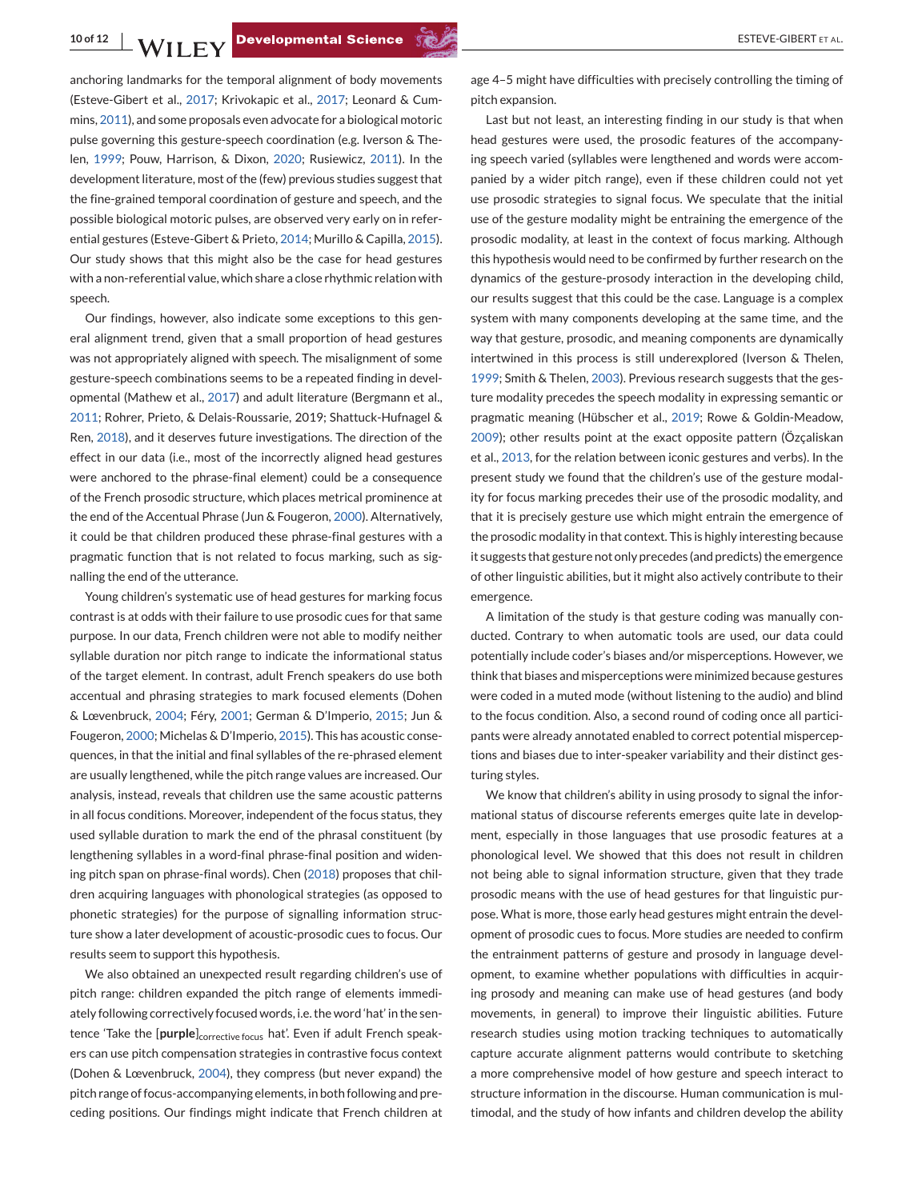anchoring landmarks for the temporal alignment of body movements (Esteve-Gibert et al., 2017; Krivokapic et al., 2017; Leonard & Cummins, 2011), and some proposals even advocate for a biological motoric pulse governing this gesture-speech coordination (e.g. Iverson & Thelen, 1999; Pouw, Harrison, & Dixon, 2020; Rusiewicz, 2011). In the development literature, most of the (few) previous studies suggest that the fine-grained temporal coordination of gesture and speech, and the possible biological motoric pulses, are observed very early on in referential gestures (Esteve-Gibert & Prieto, 2014; Murillo & Capilla, 2015). Our study shows that this might also be the case for head gestures with a non-referential value, which share a close rhythmic relation with speech.

Our findings, however, also indicate some exceptions to this general alignment trend, given that a small proportion of head gestures was not appropriately aligned with speech. The misalignment of some gesture-speech combinations seems to be a repeated finding in developmental (Mathew et al., 2017) and adult literature (Bergmann et al., 2011; Rohrer, Prieto, & Delais-Roussarie, 2019; Shattuck-Hufnagel & Ren, 2018), and it deserves future investigations. The direction of the effect in our data (i.e., most of the incorrectly aligned head gestures were anchored to the phrase-final element) could be a consequence of the French prosodic structure, which places metrical prominence at the end of the Accentual Phrase (Jun & Fougeron, 2000). Alternatively, it could be that children produced these phrase-final gestures with a pragmatic function that is not related to focus marking, such as signalling the end of the utterance.

Young children's systematic use of head gestures for marking focus contrast is at odds with their failure to use prosodic cues for that same purpose. In our data, French children were not able to modify neither syllable duration nor pitch range to indicate the informational status of the target element. In contrast, adult French speakers do use both accentual and phrasing strategies to mark focused elements (Dohen & Lœvenbruck, 2004; Féry, 2001; German & D'Imperio, 2015; Jun & Fougeron, 2000; Michelas & D'Imperio, 2015). This has acoustic consequences, in that the initial and final syllables of the re-phrased element are usually lengthened, while the pitch range values are increased. Our analysis, instead, reveals that children use the same acoustic patterns in all focus conditions. Moreover, independent of the focus status, they used syllable duration to mark the end of the phrasal constituent (by lengthening syllables in a word-final phrase-final position and widening pitch span on phrase-final words). Chen (2018) proposes that children acquiring languages with phonological strategies (as opposed to phonetic strategies) for the purpose of signalling information structure show a later development of acoustic-prosodic cues to focus. Our results seem to support this hypothesis.

We also obtained an unexpected result regarding children's use of pitch range: children expanded the pitch range of elements immediately following correctively focused words, i.e. the word 'hat' in the sentence 'Take the [**purple**]$_{\text{corrective focus}}$ hat'. Even if adult French speakers can use pitch compensation strategies in contrastive focus context (Dohen & Lœvenbruck, 2004), they compress (but never expand) the pitch range of focus-accompanying elements, in both following and preceding positions. Our findings might indicate that French children at age 4–5 might have difficulties with precisely controlling the timing of pitch expansion.

Last but not least, an interesting finding in our study is that when head gestures were used, the prosodic features of the accompanying speech varied (syllables were lengthened and words were accompanied by a wider pitch range), even if these children could not yet use prosodic strategies to signal focus. We speculate that the initial use of the gesture modality might be entraining the emergence of the prosodic modality, at least in the context of focus marking. Although this hypothesis would need to be confirmed by further research on the dynamics of the gesture-prosody interaction in the developing child, our results suggest that this could be the case. Language is a complex system with many components developing at the same time, and the way that gesture, prosodic, and meaning components are dynamically intertwined in this process is still underexplored (Iverson & Thelen, 1999; Smith & Thelen, 2003). Previous research suggests that the gesture modality precedes the speech modality in expressing semantic or pragmatic meaning (Hübscher et al., 2019; Rowe & Goldin-Meadow, 2009); other results point at the exact opposite pattern (Özçaliskan et al., 2013, for the relation between iconic gestures and verbs). In the present study we found that the children's use of the gesture modality for focus marking precedes their use of the prosodic modality, and that it is precisely gesture use which might entrain the emergence of the prosodic modality in that context. This is highly interesting because it suggests that gesture not only precedes (and predicts) the emergence of other linguistic abilities, but it might also actively contribute to their emergence.

A limitation of the study is that gesture coding was manually conducted. Contrary to when automatic tools are used, our data could potentially include coder's biases and/or misperceptions. However, we think that biases and misperceptions were minimized because gestures were coded in a muted mode (without listening to the audio) and blind to the focus condition. Also, a second round of coding once all participants were already annotated enabled to correct potential misperceptions and biases due to inter-speaker variability and their distinct gesturing styles.

We know that children's ability in using prosody to signal the informational status of discourse referents emerges quite late in development, especially in those languages that use prosodic features at a phonological level. We showed that this does not result in children not being able to signal information structure, given that they trade prosodic means with the use of head gestures for that linguistic purpose. What is more, those early head gestures might entrain the development of prosodic cues to focus. More studies are needed to confirm the entrainment patterns of gesture and prosody in language development, to examine whether populations with difficulties in acquiring prosody and meaning can make use of head gestures (and body movements, in general) to improve their linguistic abilities. Future research studies using motion tracking techniques to automatically capture accurate alignment patterns would contribute to sketching a more comprehensive model of how gesture and speech interact to structure information in the discourse. Human communication is multimodal, and the study of how infants and children develop the ability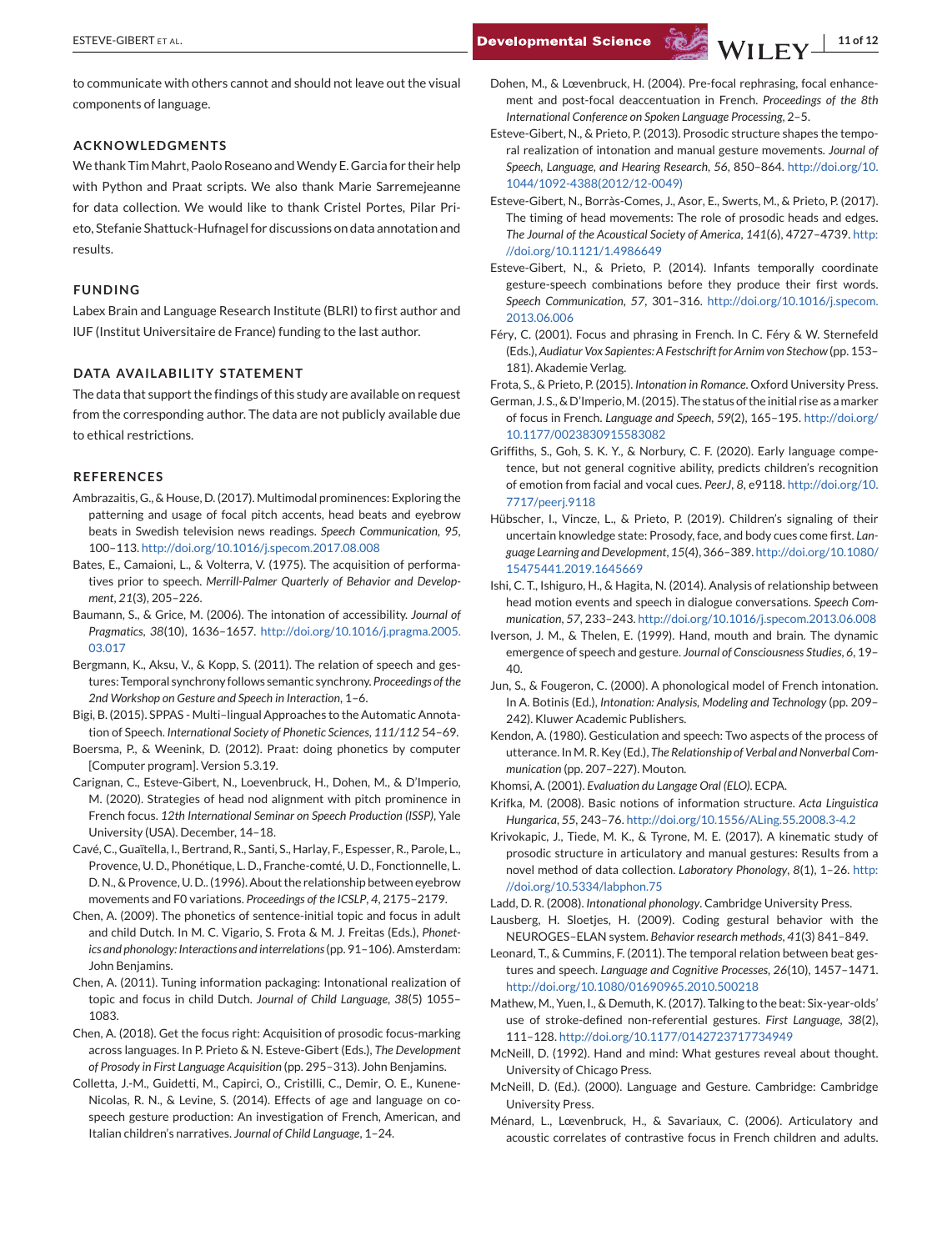to communicate with others cannot and should not leave out the visual components of language.

## ACKNOWLEDGMENTS

We thank Tim Mahrt, Paolo Roseano and Wendy E. Garcia for their help with Python and Praat scripts. We also thank Marie Sarremejeanne for data collection. We would like to thank Cristel Portes, Pilar Prieto, Stefanie Shattuck-Hufnagel for discussions on data annotation and results.

## FUNDING

Labex Brain and Language Research Institute (BLRI) to first author and IUF (Institut Universitaire de France) funding to the last author.

## DATA AVAILABILITY STATEMENT

The data that support the findings of this study are available on request from the corresponding author. The data are not publicly available due to ethical restrictions.

## REFERENCES

Ambrazaitis, G., & House, D. (2017). Multimodal prominences: Exploring the patterning and usage of focal pitch accents, head beats and eyebrow beats in Swedish television news readings. *Speech Communication*, *95*, 100–113. http://doi.org/10.1016/j.specom.2017.08.008

Bates, E., Camaioni, L., & Volterra, V. (1975). The acquisition of performatives prior to speech. *Merrill-Palmer Quarterly of Behavior and Development*, *21*(3), 205–226.

Baumann, S., & Grice, M. (2006). The intonation of accessibility. *Journal of Pragmatics*, *38*(10), 1636–1657. http://doi.org/10.1016/j.pragma.2005.03.017

Bergmann, K., Aksu, V., & Kopp, S. (2011). The relation of speech and gestures: Temporal synchrony follows semantic synchrony. *Proceedings of the 2nd Workshop on Gesture and Speech in Interaction*, 1–6.

Bigi, B. (2015). SPPAS - Multi–lingual Approaches to the Automatic Annotation of Speech. *International Society of Phonetic Sciences*, *111/112* 54–69.

Boersma, P., & Weenink, D. (2012). Praat: doing phonetics by computer [Computer program]. Version 5.3.19.

Carignan, C., Esteve-Gibert, N., Loevenbruck, H., Dohen, M., & D'Imperio, M. (2020). Strategies of head nod alignment with pitch prominence in French focus. *12th International Seminar on Speech Production (ISSP)*, Yale University (USA). December, 14–18.

Cavé, C., Guaïtella, I., Bertrand, R., Santi, S., Harlay, F., Espesser, R., Parole, L., Provence, U. D., Phonétique, L. D., Franche-comté, U. D., Fonctionnelle, L. D. N., & Provence, U. D.. (1996). About the relationship between eyebrow movements and F0 variations. *Proceedings of the ICSLP*, *4*, 2175–2179.

Chen, A. (2009). The phonetics of sentence-initial topic and focus in adult and child Dutch. In M. C. Vigario, S. Frota & M. J. Freitas (Eds.), *Phonetics and phonology: Interactions and interrelations* (pp. 91–106). Amsterdam: John Benjamins.

Chen, A. (2011). Tuning information packaging: Intonational realization of topic and focus in child Dutch. *Journal of Child Language*, *38*(5) 1055–1083.

Chen, A. (2018). Get the focus right: Acquisition of prosodic focus-marking across languages. In P. Prieto & N. Esteve-Gibert (Eds.), *The Development of Prosody in First Language Acquisition* (pp. 295–313). John Benjamins.

Colletta, J.-M., Guidetti, M., Capirci, O., Cristilli, C., Demir, O. E., Kunene-Nicolas, R. N., & Levine, S. (2014). Effects of age and language on co-speech gesture production: An investigation of French, American, and Italian children's narratives. *Journal of Child Language*, 1–24.

Dohen, M., & Lœvenbruck, H. (2004). Pre-focal rephrasing, focal enhancement and post-focal deaccentuation in French. *Proceedings of the 8th International Conference on Spoken Language Processing*, 2–5.

Esteve-Gibert, N., & Prieto, P. (2013). Prosodic structure shapes the temporal realization of intonation and manual gesture movements. *Journal of Speech, Language, and Hearing Research*, *56*, 850–864. http://doi.org/10.1044/1092-4388(2012/12-0049)

Esteve-Gibert, N., Borràs-Comes, J., Asor, E., Swerts, M., & Prieto, P. (2017). The timing of head movements: The role of prosodic heads and edges. *The Journal of the Acoustical Society of America*, *141*(6), 4727–4739. http://doi.org/10.1121/1.4986649

Esteve-Gibert, N., & Prieto, P. (2014). Infants temporally coordinate gesture-speech combinations before they produce their first words. *Speech Communication*, *57*, 301–316. http://doi.org/10.1016/j.specom.2013.06.006

Féry, C. (2001). Focus and phrasing in French. In C. Féry & W. Sternefeld (Eds.), *Audiatur Vox Sapientes: A Festschrift for Arnim von Stechow* (pp. 153–181). Akademie Verlag.

Frota, S., & Prieto, P. (2015). *Intonation in Romance*. Oxford University Press.

German, J. S., & D'Imperio, M. (2015). The status of the initial rise as a marker of focus in French. *Language and Speech*, *59*(2), 165–195. http://doi.org/10.1177/0023830915583082

Griffiths, S., Goh, S. K. Y., & Norbury, C. F. (2020). Early language competence, but not general cognitive ability, predicts children's recognition of emotion from facial and vocal cues. *PeerJ*, *8*, e9118. http://doi.org/10.7717/peerj.9118

Hübscher, I., Vincze, L., & Prieto, P. (2019). Children's signaling of their uncertain knowledge state: Prosody, face, and body cues come first. *Language Learning and Development*, *15*(4), 366–389. http://doi.org/10.1080/15475441.2019.1645669

Ishi, C. T., Ishiguro, H., & Hagita, N. (2014). Analysis of relationship between head motion events and speech in dialogue conversations. *Speech Communication*, *57*, 233–243. http://doi.org/10.1016/j.specom.2013.06.008

Iverson, J. M., & Thelen, E. (1999). Hand, mouth and brain. The dynamic emergence of speech and gesture. *Journal of Consciousness Studies*, *6*, 19–40.

Jun, S., & Fougeron, C. (2000). A phonological model of French intonation. In A. Botinis (Ed.), *Intonation: Analysis, Modeling and Technology* (pp. 209–242). Kluwer Academic Publishers.

Kendon, A. (1980). Gesticulation and speech: Two aspects of the process of utterance. In M. R. Key (Ed.), *The Relationship of Verbal and Nonverbal Communication* (pp. 207–227). Mouton.

Khomsi, A. (2001). *Evaluation du Langage Oral (ELO)*. ECPA.

Krifka, M. (2008). Basic notions of information structure. *Acta Linguistica Hungarica*, *55*, 243–76. http://doi.org/10.1556/ALing.55.2008.3-4.2

Krivokapic, J., Tiede, M. K., & Tyrone, M. E. (2017). A kinematic study of prosodic structure in articulatory and manual gestures: Results from a novel method of data collection. *Laboratory Phonology*, *8*(1), 1–26. http://doi.org/10.5334/labphon.75

Ladd, D. R. (2008). *Intonational phonology*. Cambridge University Press.

Lausberg, H. Sloetjes, H. (2009). Coding gestural behavior with the NEUROGES–ELAN system. *Behavior research methods*, *41*(3) 841–849.

Leonard, T., & Cummins, F. (2011). The temporal relation between beat gestures and speech. *Language and Cognitive Processes*, *26*(10), 1457–1471. http://doi.org/10.1080/01690965.2010.500218

Mathew, M., Yuen, I., & Demuth, K. (2017). Talking to the beat: Six-year-olds' use of stroke-defined non-referential gestures. *First Language*, *38*(2), 111–128. http://doi.org/10.1177/0142723717734949

McNeill, D. (1992). Hand and mind: What gestures reveal about thought. University of Chicago Press.

McNeill, D. (Ed.). (2000). Language and Gesture. Cambridge: Cambridge University Press.

Ménard, L., Lœvenbruck, H., & Savariaux, C. (2006). Articulatory and acoustic correlates of contrastive focus in French children and adults.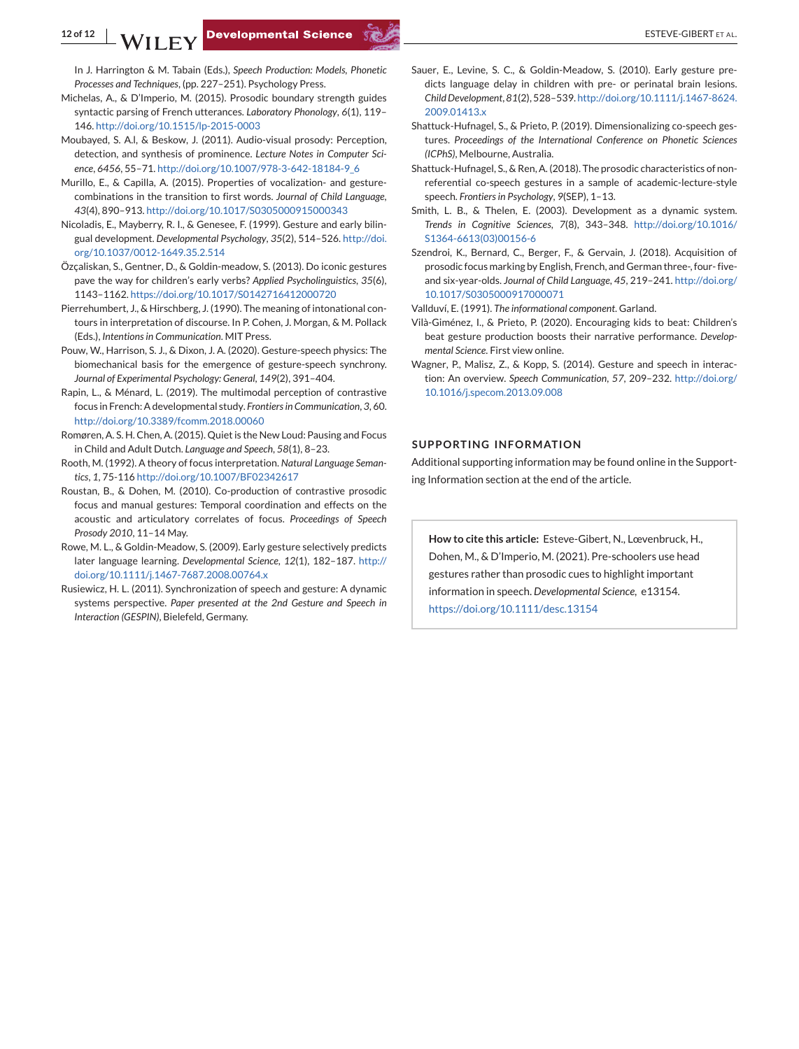In J. Harrington & M. Tabain (Eds.), *Speech Production: Models, Phonetic Processes and Techniques*, (pp. 227–251). Psychology Press.

Michelas, A., & D'Imperio, M. (2015). Prosodic boundary strength guides syntactic parsing of French utterances. *Laboratory Phonology*, *6*(1), 119–146. http://doi.org/10.1515/lp-2015-0003

Moubayed, S. A.l, & Beskow, J. (2011). Audio-visual prosody: Perception, detection, and synthesis of prominence. *Lecture Notes in Computer Science*, *6456*, 55–71. http://doi.org/10.1007/978-3-642-18184-9_6

Murillo, E., & Capilla, A. (2015). Properties of vocalization- and gesture-combinations in the transition to first words. *Journal of Child Language*, *43*(4), 890–913. http://doi.org/10.1017/S0305000915000343

Nicoladis, E., Mayberry, R. I., & Genesee, F. (1999). Gesture and early bilingual development. *Developmental Psychology*, *35*(2), 514–526. http://doi.org/10.1037/0012-1649.35.2.514

Özçaliskan, S., Gentner, D., & Goldin-meadow, S. (2013). Do iconic gestures pave the way for children's early verbs? *Applied Psycholinguistics*, *35*(6), 1143–1162. https://doi.org/10.1017/S0142716412000720

Pierrehumbert, J., & Hirschberg, J. (1990). The meaning of intonational contours in interpretation of discourse. In P. Cohen, J. Morgan, & M. Pollack (Eds.), *Intentions in Communication*. MIT Press.

Pouw, W., Harrison, S. J., & Dixon, J. A. (2020). Gesture-speech physics: The biomechanical basis for the emergence of gesture-speech synchrony. *Journal of Experimental Psychology: General*, *149*(2), 391–404.

Rapin, L., & Ménard, L. (2019). The multimodal perception of contrastive focus in French: A developmental study. *Frontiers in Communication*, *3*, 60. http://doi.org/10.3389/fcomm.2018.00060

Romøren, A. S. H. Chen, A. (2015). Quiet is the New Loud: Pausing and Focus in Child and Adult Dutch. *Language and Speech*, *58*(1), 8–23.

Rooth, M. (1992). A theory of focus interpretation. *Natural Language Semantics*, *1*, 75-116 http://doi.org/10.1007/BF02342617

Roustan, B., & Dohen, M. (2010). Co-production of contrastive prosodic focus and manual gestures: Temporal coordination and effects on the acoustic and articulatory correlates of focus. *Proceedings of Speech Prosody 2010*, 11–14 May.

Rowe, M. L., & Goldin-Meadow, S. (2009). Early gesture selectively predicts later language learning. *Developmental Science*, *12*(1), 182–187. http://doi.org/10.1111/j.1467-7687.2008.00764.x

Rusiewicz, H. L. (2011). Synchronization of speech and gesture: A dynamic systems perspective. *Paper presented at the 2nd Gesture and Speech in Interaction (GESPIN)*, Bielefeld, Germany.

Sauer, E., Levine, S. C., & Goldin-Meadow, S. (2010). Early gesture predicts language delay in children with pre- or perinatal brain lesions. *Child Development*, *81*(2), 528–539. http://doi.org/10.1111/j.1467-8624.2009.01413.x

Shattuck-Hufnagel, S., & Prieto, P. (2019). Dimensionalizing co-speech gestures. *Proceedings of the International Conference on Phonetic Sciences (ICPhS)*, Melbourne, Australia.

Shattuck-Hufnagel, S., & Ren, A. (2018). The prosodic characteristics of non-referential co-speech gestures in a sample of academic-lecture-style speech. *Frontiers in Psychology*, *9*(SEP), 1–13.

Smith, L. B., & Thelen, E. (2003). Development as a dynamic system. *Trends in Cognitive Sciences*, *7*(8), 343–348. http://doi.org/10.1016/S1364-6613(03)00156-6

Szendroi, K., Bernard, C., Berger, F., & Gervain, J. (2018). Acquisition of prosodic focus marking by English, French, and German three-, four- five- and six-year-olds. *Journal of Child Language*, *45*, 219–241. http://doi.org/10.1017/S0305000917000071

Vallduví, E. (1991). *The informational component*. Garland.

Vilà-Giménez, I., & Prieto, P. (2020). Encouraging kids to beat: Children's beat gesture production boosts their narrative performance. *Developmental Science*. First view online.

Wagner, P., Malisz, Z., & Kopp, S. (2014). Gesture and speech in interaction: An overview. *Speech Communication*, *57*, 209–232. http://doi.org/10.1016/j.specom.2013.09.008

## SUPPORTING INFORMATION

Additional supporting information may be found online in the Supporting Information section at the end of the article.

**How to cite this article:** Esteve-Gibert, N., Lœvenbruck, H., Dohen, M., & D'Imperio, M. (2021). Pre-schoolers use head gestures rather than prosodic cues to highlight important information in speech. *Developmental Science*, e13154. https://doi.org/10.1111/desc.13154